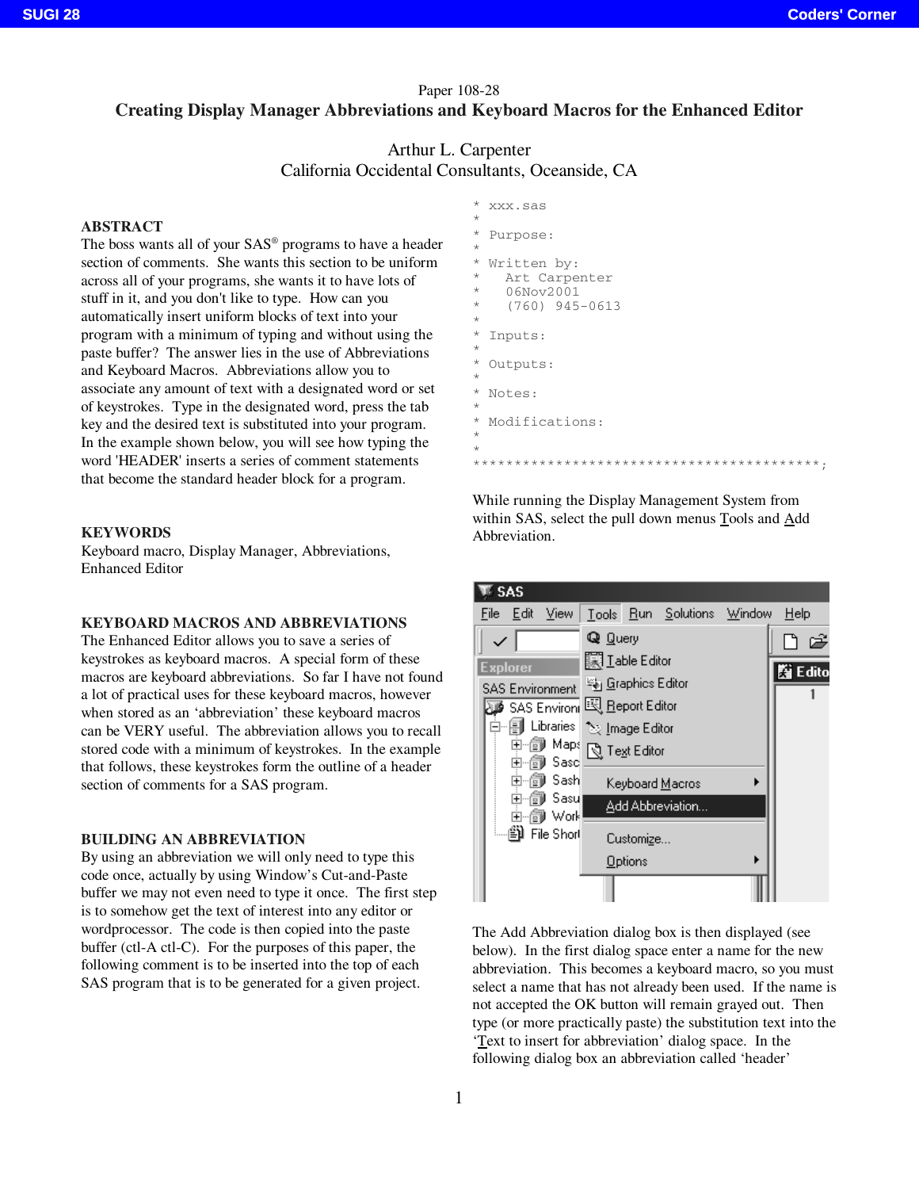Paper 108-28

# Creating Display Manager Abbreviations and Keyboard Macros for the Enhanced Editor

Arthur L. Carpenter
California Occidental Consultants, Oceanside, CA

## ABSTRACT

The boss wants all of your SAS® programs to have a header section of comments. She wants this section to be uniform across all of your programs, she wants it to have lots of stuff in it, and you don't like to type. How can you automatically insert uniform blocks of text into your program with a minimum of typing and without using the paste buffer? The answer lies in the use of Abbreviations and Keyboard Macros. Abbreviations allow you to associate any amount of text with a designated word or set of keystrokes. Type in the designated word, press the tab key and the desired text is substituted into your program. In the example shown below, you will see how typing the word 'HEADER' inserts a series of comment statements that become the standard header block for a program.

## KEYWORDS

Keyboard macro, Display Manager, Abbreviations, Enhanced Editor

## KEYBOARD MACROS AND ABBREVIATIONS

The Enhanced Editor allows you to save a series of keystrokes as keyboard macros. A special form of these macros are keyboard abbreviations. So far I have not found a lot of practical uses for these keyboard macros, however when stored as an 'abbreviation' these keyboard macros can be VERY useful. The abbreviation allows you to recall stored code with a minimum of keystrokes. In the example that follows, these keystrokes form the outline of a header section of comments for a SAS program.

## BUILDING AN ABBREVIATION

By using an abbreviation we will only need to type this code once, actually by using Window's Cut-and-Paste buffer we may not even need to type it once. The first step is to somehow get the text of interest into any editor or wordprocessor. The code is then copied into the paste buffer (ctl-A ctl-C). For the purposes of this paper, the following comment is to be inserted into the top of each SAS program that is to be generated for a given project.

```
* xxx.sas
*
* Purpose:
*
* Written by:
*   Art Carpenter
*   06Nov2001
*   (760) 945-0613
*
* Inputs:
*
* Outputs:
*
* Notes:
*
* Modifications:
*
*
*******************************************;
```

While running the Display Management System from within SAS, select the pull down menus Tools and Add Abbreviation.

The Add Abbreviation dialog box is then displayed (see below). In the first dialog space enter a name for the new abbreviation. This becomes a keyboard macro, so you must select a name that has not already been used. If the name is not accepted the OK button will remain grayed out. Then type (or more practically paste) the substitution text into the 'Text to insert for abbreviation' dialog space. In the following dialog box an abbreviation called 'header'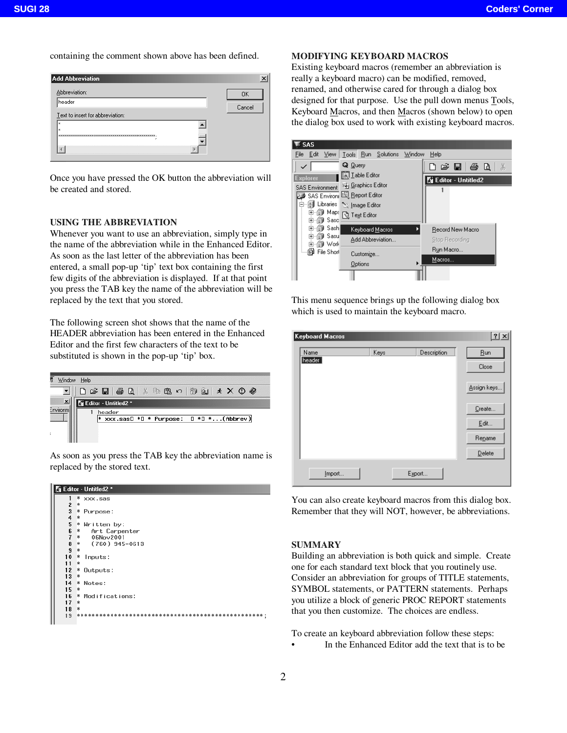containing the comment shown above has been defined.

Once you have pressed the OK button the abbreviation will be created and stored.

## USING THE ABBREVIATION

Whenever you want to use an abbreviation, simply type in the name of the abbreviation while in the Enhanced Editor. As soon as the last letter of the abbreviation has been entered, a small pop-up 'tip' text box containing the first few digits of the abbreviation is displayed. If at that point you press the TAB key the name of the abbreviation will be replaced by the text that you stored.

The following screen shot shows that the name of the HEADER abbreviation has been entered in the Enhanced Editor and the first few characters of the text to be substituted is shown in the pop-up 'tip' box.

As soon as you press the TAB key the abbreviation name is replaced by the stored text.

## MODIFYING KEYBOARD MACROS

Existing keyboard macros (remember an abbreviation is really a keyboard macro) can be modified, removed, renamed, and otherwise cared for through a dialog box designed for that purpose. Use the pull down menus Tools, Keyboard Macros, and then Macros (shown below) to open the dialog box used to work with existing keyboard macros.

This menu sequence brings up the following dialog box which is used to maintain the keyboard macro.

You can also create keyboard macros from this dialog box. Remember that they will NOT, however, be abbreviations.

## SUMMARY

Building an abbreviation is both quick and simple. Create one for each standard text block that you routinely use. Consider an abbreviation for groups of TITLE statements, SYMBOL statements, or PATTERN statements. Perhaps you utilize a block of generic PROC REPORT statements that you then customize. The choices are endless.

To create an keyboard abbreviation follow these steps:

- In the Enhanced Editor add the text that is to be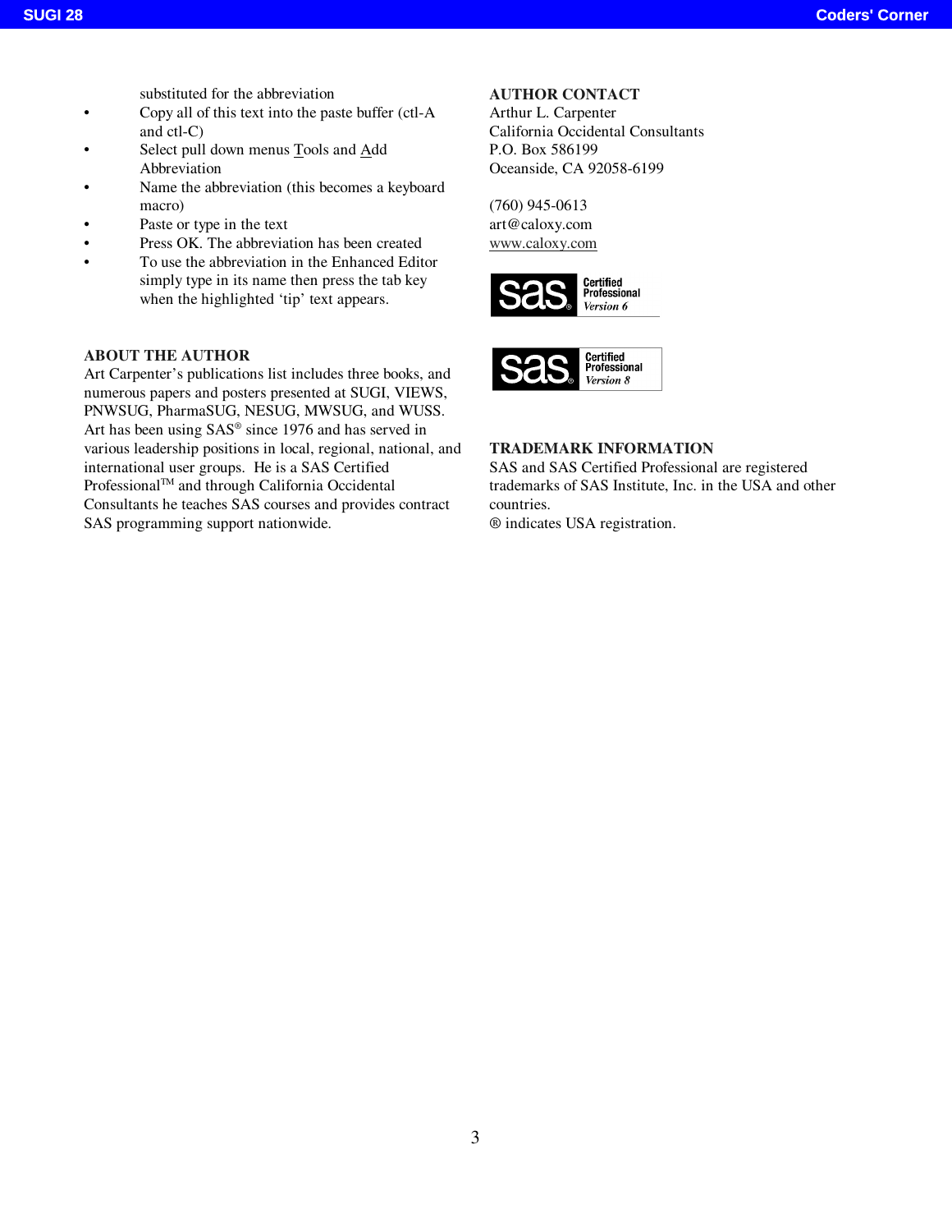substituted for the abbreviation

- Copy all of this text into the paste buffer (ctl-A and ctl-C)
- Select pull down menus Tools and Add Abbreviation
- Name the abbreviation (this becomes a keyboard macro)
- Paste or type in the text
- Press OK. The abbreviation has been created
- To use the abbreviation in the Enhanced Editor simply type in its name then press the tab key when the highlighted 'tip' text appears.

## ABOUT THE AUTHOR

Art Carpenter's publications list includes three books, and numerous papers and posters presented at SUGI, VIEWS, PNWSUG, PharmaSUG, NESUG, MWSUG, and WUSS. Art has been using SAS® since 1976 and has served in various leadership positions in local, regional, national, and international user groups. He is a SAS Certified Professional™ and through California Occidental Consultants he teaches SAS courses and provides contract SAS programming support nationwide.

## AUTHOR CONTACT

Arthur L. Carpenter
California Occidental Consultants
P.O. Box 586199
Oceanside, CA 92058-6199

(760) 945-0613
art@caloxy.com
www.caloxy.com

sas Certified Professional Version 6

sas Certified Professional Version 8

## TRADEMARK INFORMATION

SAS and SAS Certified Professional are registered trademarks of SAS Institute, Inc. in the USA and other countries.
® indicates USA registration.